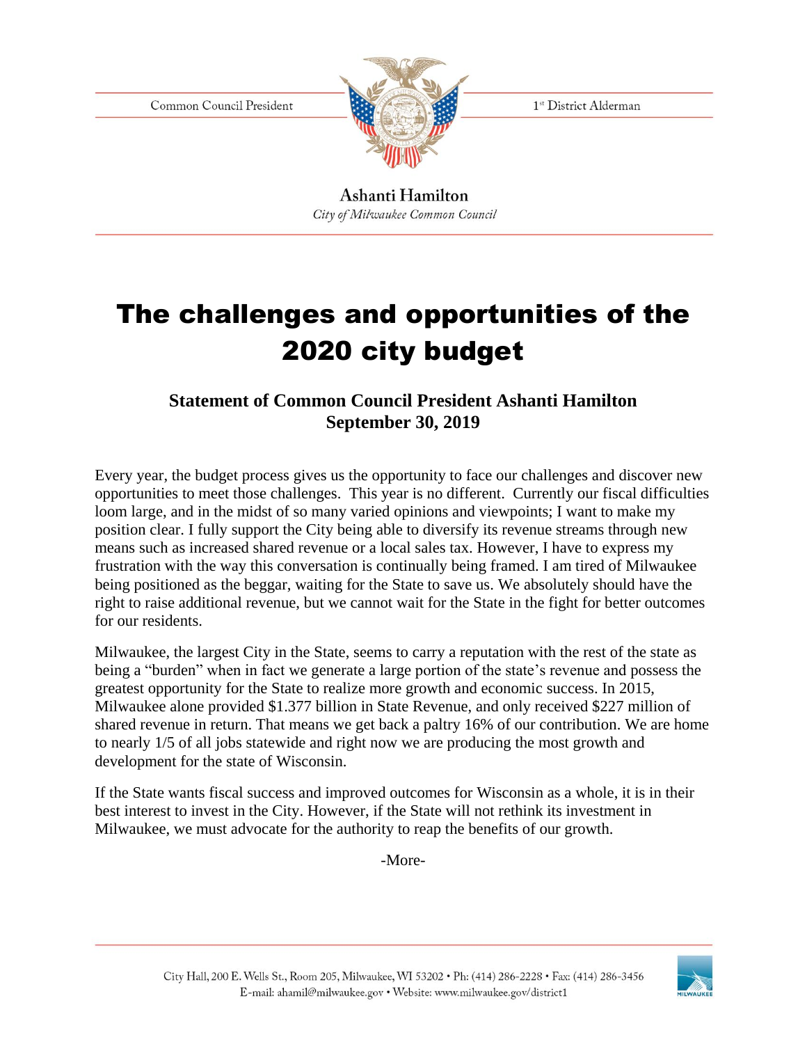Common Council President

1st District Alderman

Ashanti Hamilton

*City of Milwaukee Common Council*

# The challenges and opportunities of the 2020 city budget

**Statement of Common Council President Ashanti Hamilton**
**September 30, 2019**

Every year, the budget process gives us the opportunity to face our challenges and discover new opportunities to meet those challenges. This year is no different. Currently our fiscal difficulties loom large, and in the midst of so many varied opinions and viewpoints; I want to make my position clear. I fully support the City being able to diversify its revenue streams through new means such as increased shared revenue or a local sales tax. However, I have to express my frustration with the way this conversation is continually being framed. I am tired of Milwaukee being positioned as the beggar, waiting for the State to save us. We absolutely should have the right to raise additional revenue, but we cannot wait for the State in the fight for better outcomes for our residents.

Milwaukee, the largest City in the State, seems to carry a reputation with the rest of the state as being a "burden" when in fact we generate a large portion of the state's revenue and possess the greatest opportunity for the State to realize more growth and economic success. In 2015, Milwaukee alone provided $1.377 billion in State Revenue, and only received $227 million of shared revenue in return. That means we get back a paltry 16% of our contribution. We are home to nearly 1/5 of all jobs statewide and right now we are producing the most growth and development for the state of Wisconsin.

If the State wants fiscal success and improved outcomes for Wisconsin as a whole, it is in their best interest to invest in the City. However, if the State will not rethink its investment in Milwaukee, we must advocate for the authority to reap the benefits of our growth.

-More-

City Hall, 200 E. Wells St., Room 205, Milwaukee, WI 53202 • Ph: (414) 286-2228 • Fax: (414) 286-3456
E-mail: ahamil@milwaukee.gov • Website: www.milwaukee.gov/district1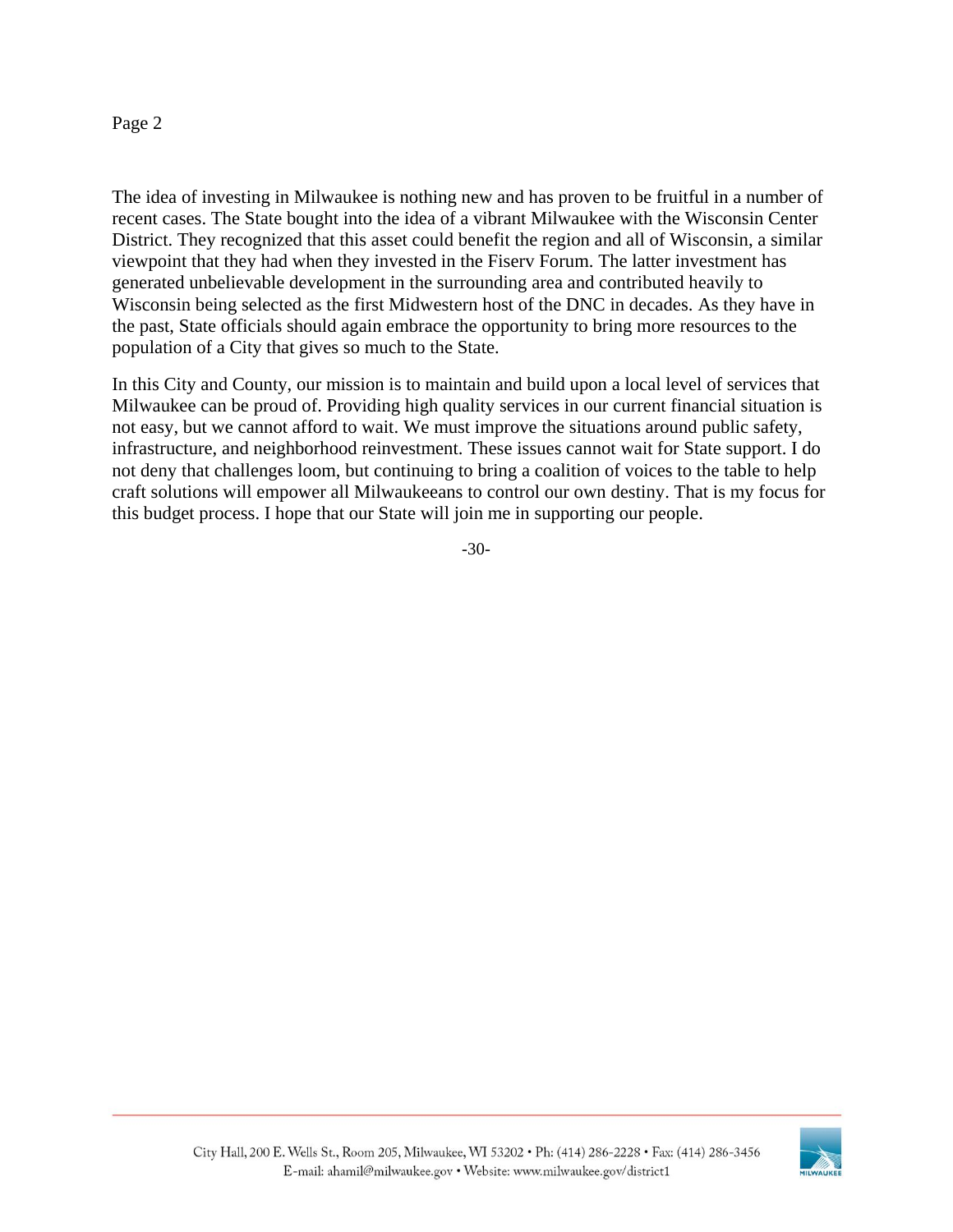The idea of investing in Milwaukee is nothing new and has proven to be fruitful in a number of recent cases. The State bought into the idea of a vibrant Milwaukee with the Wisconsin Center District. They recognized that this asset could benefit the region and all of Wisconsin, a similar viewpoint that they had when they invested in the Fiserv Forum. The latter investment has generated unbelievable development in the surrounding area and contributed heavily to Wisconsin being selected as the first Midwestern host of the DNC in decades. As they have in the past, State officials should again embrace the opportunity to bring more resources to the population of a City that gives so much to the State.

In this City and County, our mission is to maintain and build upon a local level of services that Milwaukee can be proud of. Providing high quality services in our current financial situation is not easy, but we cannot afford to wait. We must improve the situations around public safety, infrastructure, and neighborhood reinvestment. These issues cannot wait for State support. I do not deny that challenges loom, but continuing to bring a coalition of voices to the table to help craft solutions will empower all Milwaukeeans to control our own destiny. That is my focus for this budget process. I hope that our State will join me in supporting our people.

-30-

City Hall, 200 E. Wells St., Room 205, Milwaukee, WI 53202 • Ph: (414) 286-2228 • Fax: (414) 286-3456
E-mail: ahamil@milwaukee.gov • Website: www.milwaukee.gov/district1